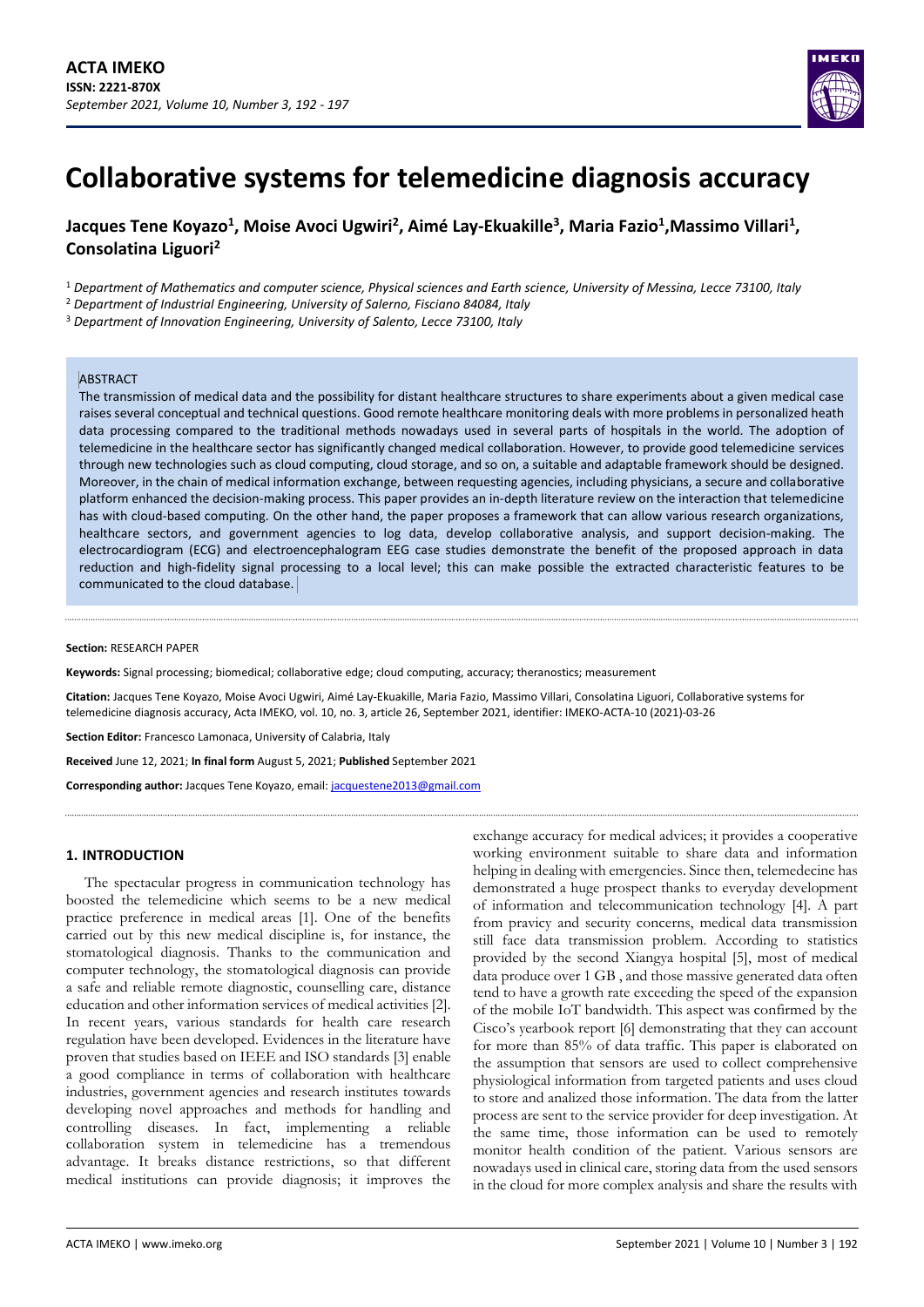ACTA IMEKO
ISSN: 2221-870X
September 2021, Volume 10, Number 3, 192 - 197

# Collaborative systems for telemedicine diagnosis accuracy

**Jacques Tene Koyazo[1], Moise Avoci Ugwiri[2], Aimé Lay-Ekuakille[3], Maria Fazio[1], Massimo Villari[1], Consolatina Liguori[2]**

[1] *Department of Mathematics and computer science, Physical sciences and Earth science, University of Messina, Lecce 73100, Italy*
[2] *Department of Industrial Engineering, University of Salerno, Fisciano 84084, Italy*
[3] *Department of Innovation Engineering, University of Salento, Lecce 73100, Italy*

ABSTRACT

The transmission of medical data and the possibility for distant healthcare structures to share experiments about a given medical case raises several conceptual and technical questions. Good remote healthcare monitoring deals with more problems in personalized heath data processing compared to the traditional methods nowadays used in several parts of hospitals in the world. The adoption of telemedicine in the healthcare sector has significantly changed medical collaboration. However, to provide good telemedicine services through new technologies such as cloud computing, cloud storage, and so on, a suitable and adaptable framework should be designed. Moreover, in the chain of medical information exchange, between requesting agencies, including physicians, a secure and collaborative platform enhanced the decision-making process. This paper provides an in-depth literature review on the interaction that telemedicine has with cloud-based computing. On the other hand, the paper proposes a framework that can allow various research organizations, healthcare sectors, and government agencies to log data, develop collaborative analysis, and support decision-making. The electrocardiogram (ECG) and electroencephalogram EEG case studies demonstrate the benefit of the proposed approach in data reduction and high-fidelity signal processing to a local level; this can make possible the extracted characteristic features to be communicated to the cloud database.

**Section:** RESEARCH PAPER

**Keywords:** Signal processing; biomedical; collaborative edge; cloud computing, accuracy; theranostics; measurement

**Citation:** Jacques Tene Koyazo, Moise Avoci Ugwiri, Aimé Lay-Ekuakille, Maria Fazio, Massimo Villari, Consolatina Liguori, Collaborative systems for telemedicine diagnosis accuracy, Acta IMEKO, vol. 10, no. 3, article 26, September 2021, identifier: IMEKO-ACTA-10 (2021)-03-26

**Section Editor:** Francesco Lamonaca, University of Calabria, Italy

**Received** June 12, 2021; **In final form** August 5, 2021; **Published** September 2021

**Corresponding author:** Jacques Tene Koyazo, email: jacquestene2013@gmail.com

## 1. INTRODUCTION

The spectacular progress in communication technology has boosted the telemedicine which seems to be a new medical practice preference in medical areas [1]. One of the benefits carried out by this new medical discipline is, for instance, the stomatological diagnosis. Thanks to the communication and computer technology, the stomatological diagnosis can provide a safe and reliable remote diagnostic, counselling care, distance education and other information services of medical activities [2]. In recent years, various standards for health care research regulation have been developed. Evidences in the literature have proven that studies based on IEEE and ISO standards [3] enable a good compliance in terms of collaboration with healthcare industries, government agencies and research institutes towards developing novel approaches and methods for handling and controlling diseases. In fact, implementing a reliable collaboration system in telemedicine has a tremendous advantage. It breaks distance restrictions, so that different medical institutions can provide diagnosis; it improves the exchange accuracy for medical advices; it provides a cooperative working environment suitable to share data and information helping in dealing with emergencies. Since then, telemedicine has demonstrated a huge prospect thanks to everyday development of information and telecommunication technology [4]. A part from pravicy and security concerns, medical data transmission still face data transmission problem. According to statistics provided by the second Xiangya hospital [5], most of medical data produce over 1 GB , and those massive generated data often tend to have a growth rate exceeding the speed of the expansion of the mobile IoT bandwidth. This aspect was confirmed by the Cisco's yearbook report [6] demonstrating that they can account for more than 85% of data traffic. This paper is elaborated on the assumption that sensors are used to collect comprehensive physiological information from targeted patients and uses cloud to store and analized those information. The data from the latter process are sent to the service provider for deep investigation. At the same time, those information can be used to remotely monitor health condition of the patient. Various sensors are nowadays used in clinical care, storing data from the used sensors in the cloud for more complex analysis and share the results with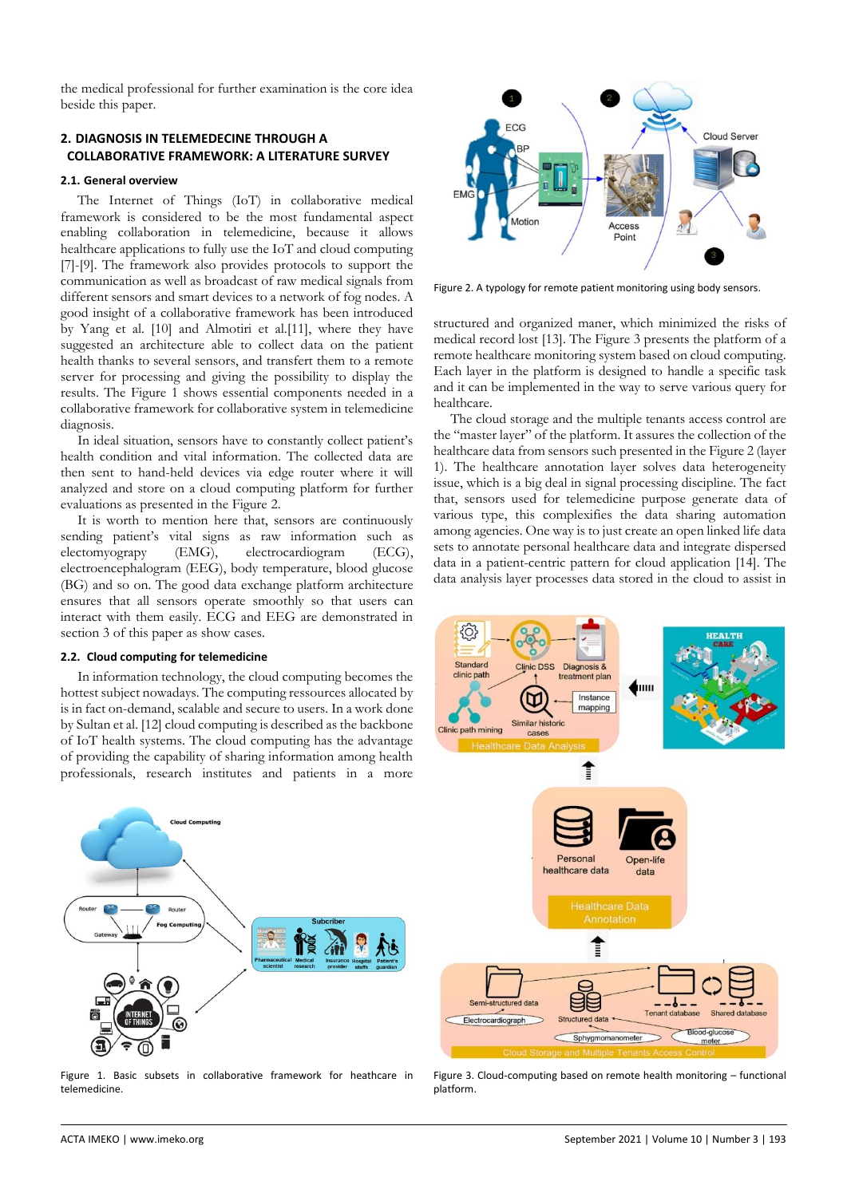the medical professional for further examination is the core idea beside this paper.

## 2. DIAGNOSIS IN TELEMEDECINE THROUGH A COLLABORATIVE FRAMEWORK: A LITERATURE SURVEY

### 2.1. General overview

The Internet of Things (IoT) in collaborative medical framework is considered to be the most fundamental aspect enabling collaboration in telemedicine, because it allows healthcare applications to fully use the IoT and cloud computing [7]-[9]. The framework also provides protocols to support the communication as well as broadcast of raw medical signals from different sensors and smart devices to a network of fog nodes. A good insight of a collaborative framework has been introduced by Yang et al. [10] and Almotiri et al.[11], where they have suggested an architecture able to collect data on the patient health thanks to several sensors, and transfert them to a remote server for processing and giving the possibility to display the results. The Figure 1 shows essential components needed in a collaborative framework for collaborative system in telemedicine diagnosis.

In ideal situation, sensors have to constantly collect patient's health condition and vital information. The collected data are then sent to hand-held devices via edge router where it will analyzed and store on a cloud computing platform for further evaluations as presented in the Figure 2.

It is worth to mention here that, sensors are continuously sending patient's vital signs as raw information such as electomyograpy (EMG), electrocardiogram (ECG), electroencephalogram (EEG), body temperature, blood glucose (BG) and so on. The good data exchange platform architecture ensures that all sensors operate smoothly so that users can interact with them easily. ECG and EEG are demonstrated in section 3 of this paper as show cases.

### 2.2. Cloud computing for telemedicine

In information technology, the cloud computing becomes the hottest subject nowadays. The computing ressources allocated by is in fact on-demand, scalable and secure to users. In a work done by Sultan et al. [12] cloud computing is described as the backbone of IoT health systems. The cloud computing has the advantage of providing the capability of sharing information among health professionals, research institutes and patients in a more structured and organized maner, which minimized the risks of medical record lost [13]. The Figure 3 presents the platform of a remote healthcare monitoring system based on cloud computing. Each layer in the platform is designed to handle a specific task and it can be implemented in the way to serve various query for healthcare.

The cloud storage and the multiple tenants access control are the "master layer" of the platform. It assures the collection of the healthcare data from sensors such presented in the Figure 2 (layer 1). The healthcare annotation layer solves data heterogeneity issue, which is a big deal in signal processing discipline. The fact that, sensors used for telemedicine purpose generate data of various type, this complexifies the data sharing automation among agencies. One way is to just create an open linked life data sets to annotate personal healthcare data and integrate dispersed data in a patient-centric pattern for cloud application [14]. The data analysis layer processes data stored in the cloud to assist in

Figure 1. Basic subsets in collaborative framework for heathcare in telemedicine.

Figure 2. A typology for remote patient monitoring using body sensors.

Figure 3. Cloud-computing based on remote health monitoring – functional platform.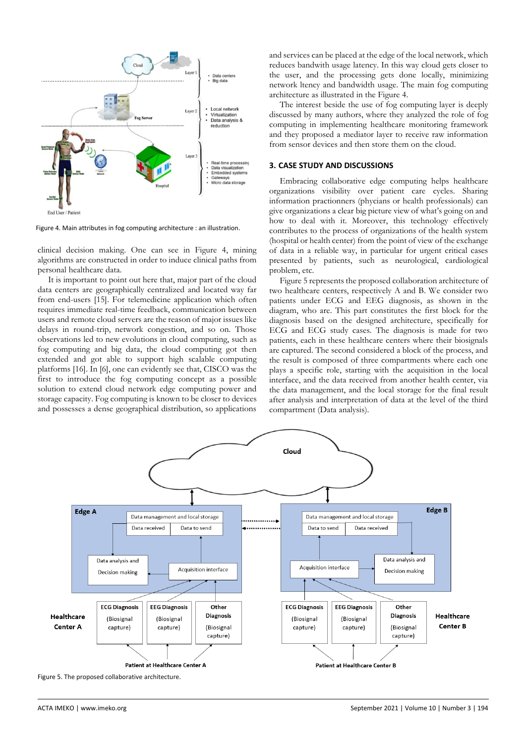Figure 4. Main attributes in fog computing architecture : an illustration.

clinical decision making. One can see in Figure 4, mining algorithms are constructed in order to induce clinical paths from personal healthcare data.

It is important to point out here that, major part of the cloud data centers are geographically centralized and located way far from end-users [15]. For telemedicine application which often requires immediate real-time feedback, communication between users and remote cloud servers are the reason of major issues like delays in round-trip, network congestion, and so on. Those observations led to new evolutions in cloud computing, such as fog computing and big data, the cloud computing got then extended and got able to support high scalable computing platforms [16]. In [6], one can evidently see that, CISCO was the first to introduce the fog computing concept as a possible solution to extend cloud network edge computing power and storage capacity. Fog computing is known to be closer to devices and possesses a dense geographical distribution, so applications and services can be placed at the edge of the local network, which reduces bandwidth usage latency. In this way cloud gets closer to the user, and the processing gets done locally, minimizing network ltency and bandwidth usage. The main fog computing architecture as illustrated in the Figure 4.

The interest beside the use of fog computing layer is deeply discussed by many authors, where they analyzed the role of fog computing in implementing healthcare monitoring framework and they proposed a mediator layer to receive raw information from sensor devices and then store them on the cloud.

## 3. CASE STUDY AND DISCUSSIONS

Embracing collaborative edge computing helps healthcare organizations visibility over patient care cycles. Sharing information practionners (phycians or health professionals) can give organizations a clear big picture view of what's going on and how to deal with it. Moreover, this technology effectively contributes to the process of organizations of the health system (hospital or health center) from the point of view of the exchange of data in a reliable way, in particular for urgent critical cases presented by patients, such as neurological, cardiological problem, etc.

Figure 5 represents the proposed collaboration architecture of two healthcare centers, respectively A and B. We consider two patients under ECG and EEG diagnosis, as shown in the diagram, who are. This part constitutes the first block for the diagnosis based on the designed architecture, specifically for ECG and ECG study cases. The diagnosis is made for two patients, each in these healthcare centers where their biosignals are captured. The second considered a block of the process, and the result is composed of three compartments where each one plays a specific role, starting with the acquisition in the local interface, and the data received from another health center, via the data management, and the local storage for the final result after analysis and interpretation of data at the level of the third compartment (Data analysis).

Figure 5. The proposed collaborative architecture.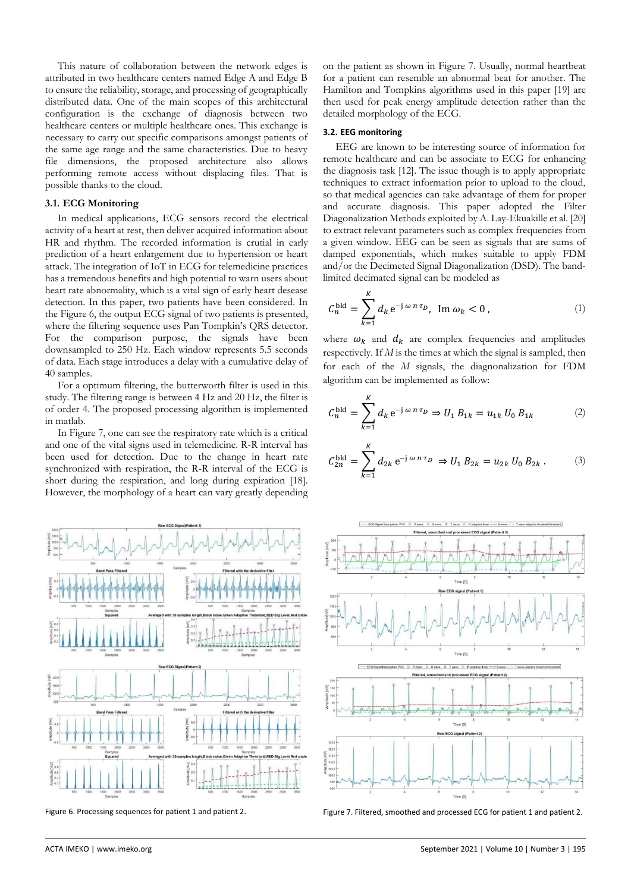This nature of collaboration between the network edges is attributed in two healthcare centers named Edge A and Edge B to ensure the reliability, storage, and processing of geographically distributed data. One of the main scopes of this architectural configuration is the exchange of diagnosis between two healthcare centers or multiple healthcare ones. This exchange is necessary to carry out specific comparisons amongst patients of the same age range and the same characteristics. Due to heavy file dimensions, the proposed architecture also allows performing remote access without displacing files. That is possible thanks to the cloud.

### 3.1. ECG Monitoring

In medical applications, ECG sensors record the electrical activity of a heart at rest, then deliver acquired information about HR and rhythm. The recorded information is crutial in early prediction of a heart enlargement due to hypertension or heart attack. The integration of IoT in ECG for telemedicine practices has a tremendous benefits and high potential to warn users about heart rate abnormality, which is a vital sign of early heart desease detection. In this paper, two patients have been considered. In the Figure 6, the output ECG signal of two patients is presented, where the filtering sequence uses Pan Tompkin's QRS detector. For the comparison purpose, the signals have been downsampled to 250 Hz. Each window represents 5.5 seconds of data. Each stage introduces a delay with a cumulative delay of 40 samples.

For a optimum filtering, the butterworth filter is used in this study. The filtering range is between 4 Hz and 20 Hz, the filter is of order 4. The proposed processing algorithm is implemented in matlab.

In Figure 7, one can see the respiratory rate which is a critical and one of the vital signs used in telemedicine. R-R interval has been used for detection. Due to the change in heart rate synchronized with respiration, the R-R interval of the ECG is short during the respiration, and long during expiration [18]. However, the morphology of a heart can vary greatly depending on the patient as shown in Figure 7. Usually, normal heartbeat for a patient can resemble an abnormal beat for another. The Hamilton and Tompkins algorithms used in this paper [19] are then used for peak energy amplitude detection rather than the detailed morphology of the ECG.

### 3.2. EEG monitoring

EEG are known to be interesting source of information for remote healthcare and can be associate to ECG for enhancing the diagnosis task [12]. The issue though is to apply appropriate techniques to extract information prior to upload to the cloud, so that medical agencies can take advantage of them for proper and accurate diagnosis. This paper adopted the Filter Diagonalization Methods exploited by A. Lay-Ekuakille et al. [20] to extract relevant parameters such as complex frequencies from a given window. EEG can be seen as signals that are sums of damped exponentials, which makes suitable to apply FDM and/or the Decimeted Signal Diagonalization (DSD). The band-limited decimated signal can be modeled as

$$C_n^{\text{bld}} = \sum_{k=1}^{K} d_k \, \mathrm{e}^{-\mathrm{j}\,\omega\, n\, \tau_D}, \;\; \operatorname{Im} \omega_k < 0\,, \tag{1}$$

where $\omega_k$ and $d_k$ are complex frequencies and amplitudes respectively. If $M$ is the times at which the signal is sampled, then for each of the $M$ signals, the diagnonalization for FDM algorithm can be implemented as follow:

$$C_n^{\text{bld}} = \sum_{k=1}^{K} d_k \, \mathrm{e}^{-\mathrm{j}\,\omega\, n\, \tau_D} \Rightarrow U_1\, B_{1k} = u_{1k}\, U_0\, B_{1k} \tag{2}$$

$$C_{2n}^{\text{bld}} = \sum_{k=1}^{K} d_{2k} \, \mathrm{e}^{-\mathrm{j}\,\omega\, n\, \tau_D} \Rightarrow U_1\, B_{2k} = u_{2k}\, U_0\, B_{2k}\,. \tag{3}$$

Figure 6. Processing sequences for patient 1 and patient 2.

Figure 7. Filtered, smoothed and processed ECG for patient 1 and patient 2.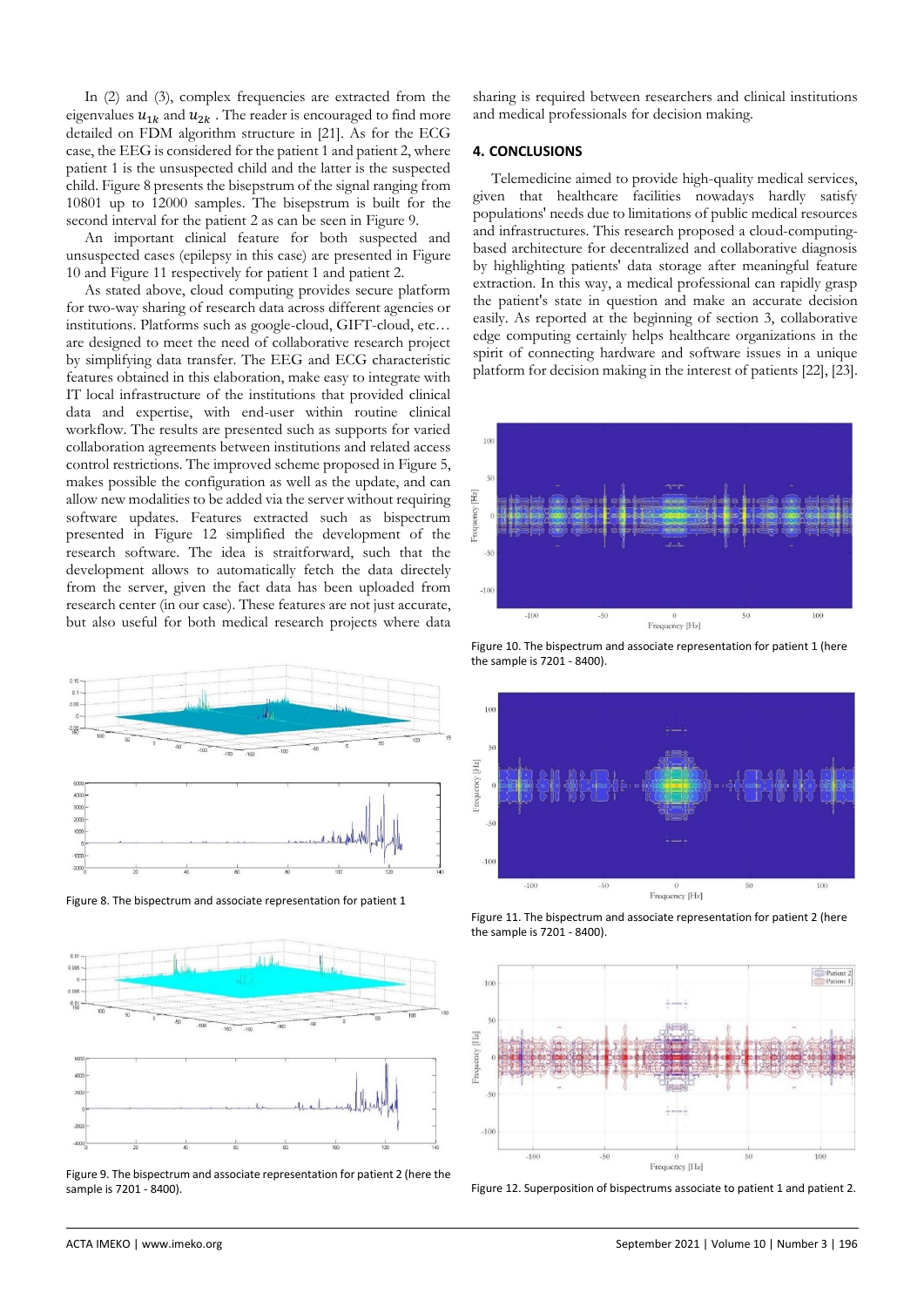In (2) and (3), complex frequencies are extracted from the eigenvalues $u_{1k}$ and $u_{2k}$. The reader is encouraged to find more detailed on FDM algorithm structure in [21]. As for the ECG case, the EEG is considered for the patient 1 and patient 2, where patient 1 is the unsuspected child and the latter is the suspected child. Figure 8 presents the bisepstrum of the signal ranging from 10801 up to 12000 samples. The bisepstrum is built for the second interval for the patient 2 as can be seen in Figure 9.

An important clinical feature for both suspected and unsuspected cases (epilepsy in this case) are presented in Figure 10 and Figure 11 respectively for patient 1 and patient 2.

As stated above, cloud computing provides secure platform for two-way sharing of research data across different agencies or institutions. Platforms such as google-cloud, GIFT-cloud, etc… are designed to meet the need of collaborative research project by simplifying data transfer. The EEG and ECG characteristic features obtained in this elaboration, make easy to integrate with IT local infrastructure of the institutions that provided clinical data and expertise, with end-user within routine clinical workflow. The results are presented such as supports for varied collaboration agreements between institutions and related access control restrictions. The improved scheme proposed in Figure 5, makes possible the configuration as well as the update, and can allow new modalities to be added via the server without requiring software updates. Features extracted such as bispectrum presented in Figure 12 simplified the development of the research software. The idea is straitforward, such that the development allows to automatically fetch the data directely from the server, given the fact data has been uploaded from research center (in our case). These features are not just accurate, but also useful for both medical research projects where data sharing is required between researchers and clinical institutions and medical professionals for decision making.

Figure 8. The bispectrum and associate representation for patient 1

Figure 9. The bispectrum and associate representation for patient 2 (here the sample is 7201 - 8400).

## 4. CONCLUSIONS

Telemedicine aimed to provide high-quality medical services, given that healthcare facilities nowadays hardly satisfy populations' needs due to limitations of public medical resources and infrastructures. This research proposed a cloud-computing-based architecture for decentralized and collaborative diagnosis by highlighting patients' data storage after meaningful feature extraction. In this way, a medical professional can rapidly grasp the patient's state in question and make an accurate decision easily. As reported at the beginning of section 3, collaborative edge computing certainly helps healthcare organizations in the spirit of connecting hardware and software issues in a unique platform for decision making in the interest of patients [22], [23].

Figure 10. The bispectrum and associate representation for patient 1 (here the sample is 7201 - 8400).

Figure 11. The bispectrum and associate representation for patient 2 (here the sample is 7201 - 8400).

Figure 12. Superposition of bispectrums associate to patient 1 and patient 2.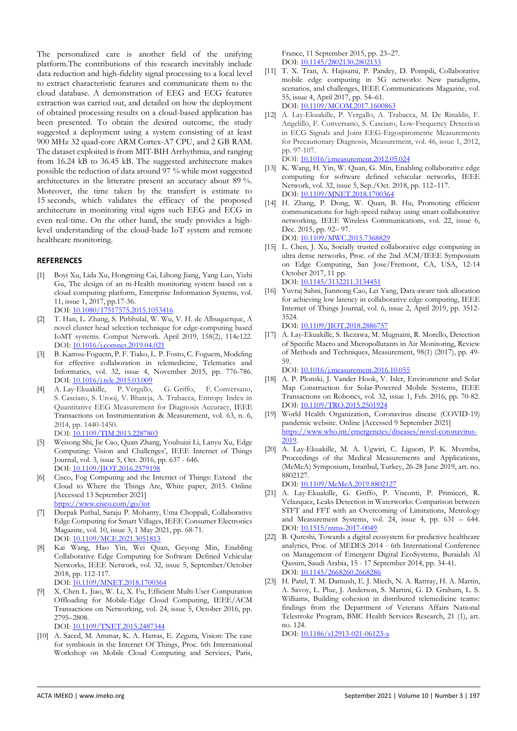The personalized care is another field of the unifying platform.The contributions of this research inevitably include data reduction and high-fidelity signal processing to a local level to extract characteristic features and communicate them to the cloud database. A demonstration of EEG and ECG features extraction was carried out, and detailed on how the deployment of obtained processing results on a cloud-based application has been presented. To obtain the desired outcome, the study suggested a deployment using a system consisting of at least 900 MHz 32 quad-core ARM Cortex-A7 CPU, and 2 GB RAM. The dataset exploited is from MIT-BIH Arrhythmia, and ranging from 16.24 kB to 36.45 kB. The suggested architecture makes possible the reduction of data around 97 % while most suggested architectures in the litterature present an accuracy about 89 %. Moreover, the time taken by the transfert is estimate to 15 seconds, which validates the efficacy of the proposed architecture in monitoring vital signs such EEG and ECG in even real-time. On the other hand, the study provides a high-level understanding of the cloud-bade IoT system and remote healthcare monitoring.

## REFERENCES

[1] Boyi Xu, Lida Xu, Hongming Cai, Lihong Jiang, Yang Luo, Yizhi Gu, The design of an m-Health monitoring system based on a cloud computing platform, Enterprise Information Systems, vol. 11, issue 1, 2017, pp.17-36. DOI: 10.1080/17517575.2015.1053416

[2] T. Han, L. Zhang, S. Pirbhulal, W. Wu, V. H. de Albuquerque, A novel cluster head selection technique for edge-computing based IoMT systems. Comput Network. April 2019, 158(2), 114e122. DOI: 10.1016/j.comnet.2019.04.021

[3] B. Kamsu-Foguem, P. F. Tiako, L. P. Fosto, C. Foguem, Modeling for effective collaboration in telemedicine, Telematics and Informatics, vol. 32, issue 4, November 2015, pp. 776-786. DOI: 10.1016/j.tele.2015.03.009

[4] A. Lay-Ekuakille, P. Vergallo, G. Griffo, F. Conversano, S. Casciaro, S. Urooj, V. Bhateja, A. Trabacca, Entropy Index in Quantitative EEG Measurement for Diagnosis Accuracy, IEEE Transactions on Instrumentation & Measurement, vol. 63, n. 6, 2014, pp. 1440-1450. DOI: 10.1109/TIM.2013.2287803

[5] Weisong Shi, Jie Cao, Quan Zhang, Youhuizi Li, Lanyu Xu, Edge Computing: Vision and Challenges', IEEE Internet of Things Journal, vol. 3, issue 5, Oct. 2016, pp. 637 - 646. DOI: 10.1109/JIOT.2016.2579198

[6] Cisco, Fog Computing and the Internet of Things: Extend the Cloud to Where the Things Are, White paper, 2015. Online [Accessed 13 September 2021] https://www.cisco.com/go/iot

[7] Deepak Puthal, Saraju P. Mohanty, Uma Choppali, Collaborative Edge Computing for Smart Villages, IEEE Consumer Electronics Magazine, vol. 10, issue 3, 1 May 2021, pp. 68-71. DOI: 10.1109/MCE.2021.3051813

[8] Kai Wang, Hao Yin, Wei Quan, Geyong Min, Enabling Collaborative Edge Computing for Software Defined Vehicular Networks, IEEE Network, vol. 32, issue 5, September/October 2018, pp. 112-117. DOI: 10.1109/MNET.2018.1700364

[9] X. Chen L. Jiao, W. Li, X. Fu, Efficient Multi-User Computation Offloading for Mobile-Edge Cloud Computing, IEEE/ACM Transactions on Networking, vol. 24, issue 5, October 2016, pp. 2795–2808. DOI: 10.1109/TNET.2015.2487344

[10] A. Saeed, M. Ammar, K. A. Harras, E. Zegura, Vision: The case for symbiosis in the Internet Of Things, Proc. 6th International Workshop on Mobile Cloud Computing and Services, Paris, France, 11 September 2015, pp. 23–27. DOI: 10.1145/2802130.2802133

[11] T. X. Tran, A. Hajisami, P. Pandey, D. Pompili, Collaborative mobile edge computing in 5G networks: New paradigms, scenarios, and challenges, IEEE Communications Magazine, vol. 55, issue 4, April 2017, pp. 54–61. DOI: 10.1109/MCOM.2017.1600863

[12] A. Lay-Ekuakille, P. Vergallo, A. Trabacca, M. De Rinaldis, F. Angelillo, F. Conversano, S. Casciaro, Low-Frequency Detection in ECG Signals and Joint EEG-Ergospirometric Measurements for Precautionary Diagnosis, Measurement, vol. 46, issue 1, 2012, pp. 97-107. DOI: 10.1016/j.measurement.2012.05.024

[13] K. Wang, H. Yin, W. Quan, G. Min, Enabling collaborative edge computing for software defined vehicular networks, IEEE Network, vol. 32, issue 5, Sep./Oct. 2018, pp. 112–117. DOI: 10.1109/MNET.2018.1700364

[14] H. Zhang, P. Dong, W. Quan, B. Hu, Promoting efficient communications for high-speed railway using smart collaborative networking, IEEE Wireless Communications, vol. 22, issue 6, Dec. 2015, pp. 92– 97. DOI: 10.1109/MWC.2015.7368829

[15] L. Chen, J. Xu, Socially trusted collaborative edge computing in ultra dense networks, Proc. of the 2nd ACM/IEEE Symposium on Edge Computing, San Jose/Fremont, CA, USA, 12-14 October 2017, 11 pp. DOI: 10.1145/3132211.3134451

[16] Yuvraj Sahni, Jiannong Cao, Lei Yang, Data-aware task allocation for achieving low latency in collaborative edge computing, IEEE Internet of Things Journal, vol. 6, issue 2, April 2019, pp. 3512-3524. DOI: 10.1109/JIOT.2018.2886757

[17] A. Lay-Ekuakille, S. Ikezawa, M. Mugnaini, R. Morello, Detection of Specific Macro and Micropollutants in Air Monitoring, Review of Methods and Techniques, Measurement, 98(1) (2017), pp. 49-59. DOI: 10.1016/j.measurement.2016.10.055

[18] A. P. Plonski, J. Vander Hook, V. Isler, Environment and Solar Map Construction for Solar-Powered Mobile Systems, IEEE Transactions on Robotics, vol. 32, issue 1, Feb. 2016, pp. 70-82. DOI: 10.1109/TRO.2015.2501924

[19] World Health Organization, Coronavirus disease (COVID-19) pandemic website. Online [Accessed 9 September 2021] https://www.who.int/emergencies/diseases/novel-coronavirus-2019.

[20] A. Lay-Ekuakille, M. A. Ugwiri, C. Liguori, P. K. Mvemba, Proceedings of the Medical Measurements and Applications, (MeMeA) Symposium, Istanbul, Turkey, 26-28 June 2019, art. no. 8802127. DOI: 10.1109/MeMeA.2019.8802127

[21] A. Lay-Ekuakille, G. Griffo, P. Visconti, P. Primiceri, R. Velazquez, Leaks Detection in Waterworks: Comparison between STFT and FFT with an Overcoming of Limitations, Metrology and Measurement Systems, vol. 24, issue 4, pp. 631 – 644. DOI: 10.1515/mms-2017-0049

[22] B. Qureshi, Towards a digital ecosystem for predictive healthcare analytics, Proc. of MEDES 2014 - 6th International Conference on Management of Emergent Digital EcoSystems, Buraidah Al Qassim, Saudi Arabia, 15 - 17 September 2014, pp. 34-41. DOI: 10.1145/2668260.2668286

[23] H. Patel, T. M. Damush, E. J. Miech, N. A. Rattray, H. A. Martin, A. Savoy, L. Plue, J. Anderson, S. Martini, G. D. Graham, L. S. Williams, Building cohesion in distributed telemedicine teams: findings from the Department of Veterans Affairs National Telestroke Program, BMC Health Services Research, 21 (1), art. no. 124. DOI: 10.1186/s12913-021-06123-x